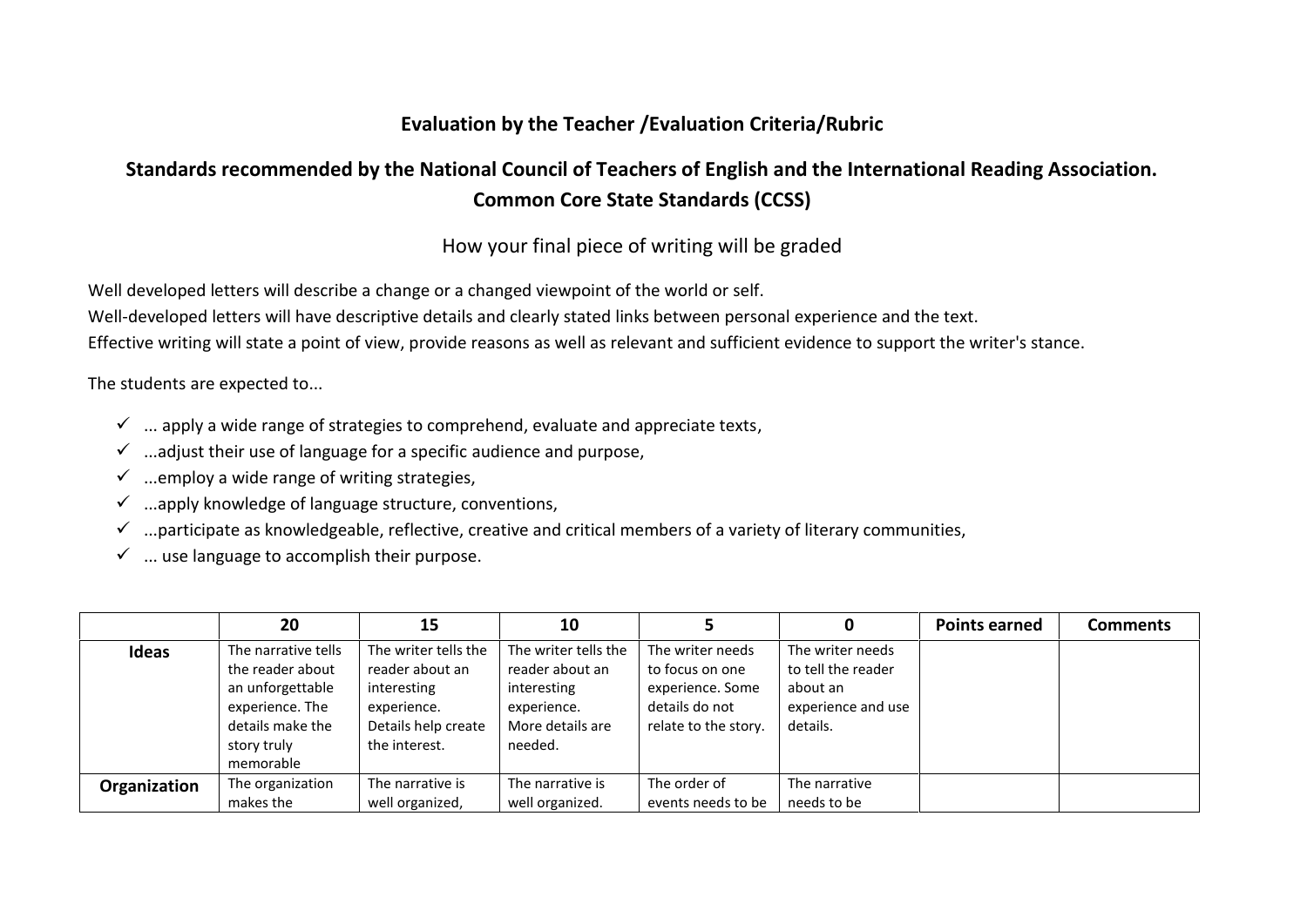**Evaluation by the Teacher /Evaluation Criteria/Rubric**

**Standards recommended by the National Council of Teachers of English and the International Reading Association. Common Core State Standards (CCSS)**

How your final piece of writing will be graded

Well developed letters will describe a change or a changed viewpoint of the world or self.
Well-developed letters will have descriptive details and clearly stated links between personal experience and the text.
Effective writing will state a point of view, provide reasons as well as relevant and sufficient evidence to support the writer's stance.

The students are expected to...

- ✓ ... apply a wide range of strategies to comprehend, evaluate and appreciate texts,
- ✓ ...adjust their use of language for a specific audience and purpose,
- ✓ ...employ a wide range of writing strategies,
- ✓ ...apply knowledge of language structure, conventions,
- ✓ ...participate as knowledgeable, reflective, creative and critical members of a variety of literary communities,
- ✓ ... use language to accomplish their purpose.

| | 20 | 15 | 10 | 5 | 0 | Points earned | Comments |
|---|---|---|---|---|---|---|---|
| **Ideas** | The narrative tells the reader about an unforgettable experience. The details make the story truly memorable | The writer tells the reader about an interesting experience. Details help create the interest. | The writer tells the reader about an interesting experience. More details are needed. | The writer needs to focus on one experience. Some details do not relate to the story. | The writer needs to tell the reader about an experience and use details. | | |
| **Organization** | The organization makes the | The narrative is well organized, | The narrative is well organized. | The order of events needs to be | The narrative needs to be | | |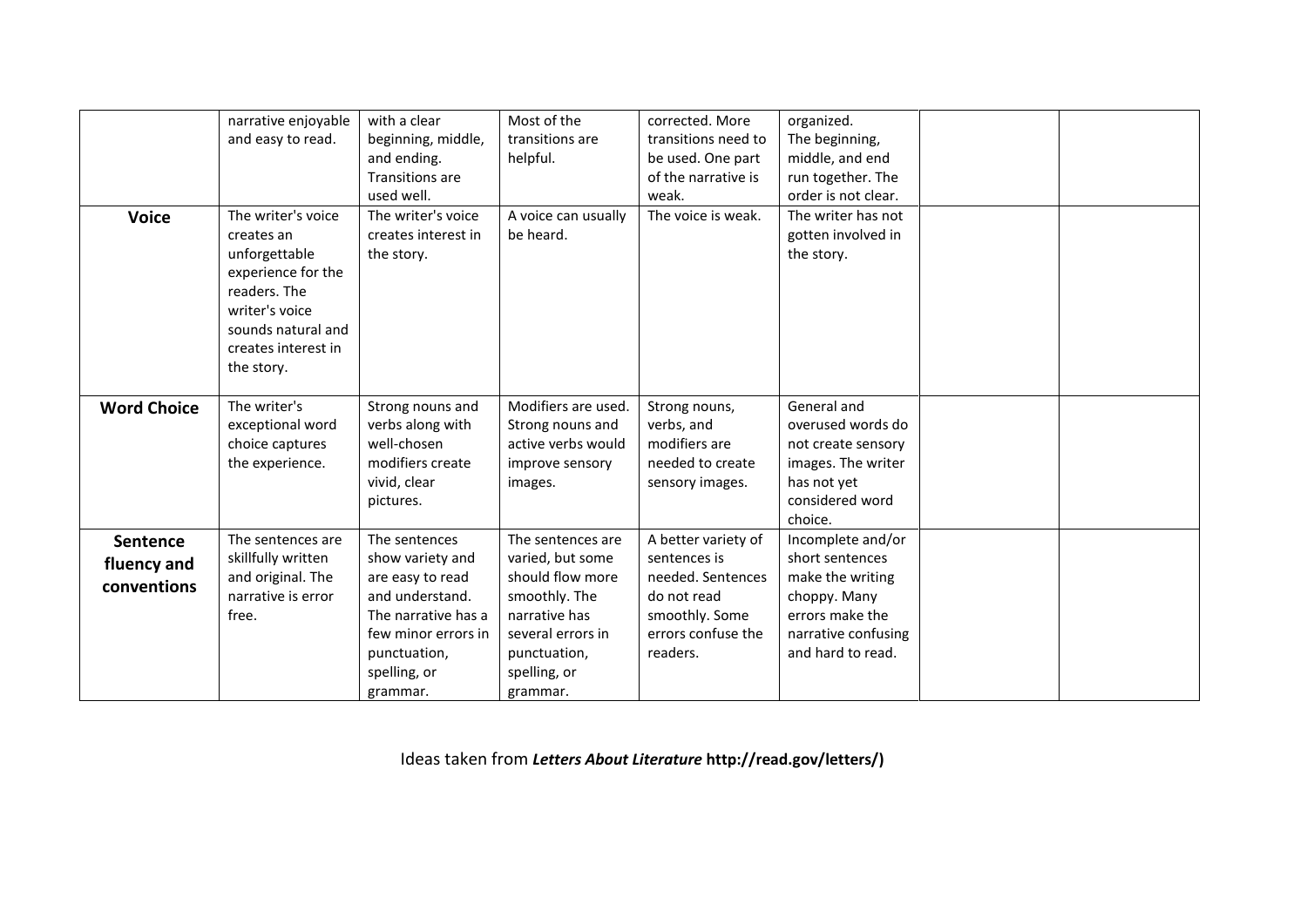| | | | | | | | |
|---|---|---|---|---|---|---|---|
| | narrative enjoyable and easy to read. | with a clear beginning, middle, and ending. Transitions are used well. | Most of the transitions are helpful. | corrected. More transitions need to be used. One part of the narrative is weak. | organized. The beginning, middle, and end run together. The order is not clear. | | |
| **Voice** | The writer's voice creates an unforgettable experience for the readers. The writer's voice sounds natural and creates interest in the story. | The writer's voice creates interest in the story. | A voice can usually be heard. | The voice is weak. | The writer has not gotten involved in the story. | | |
| **Word Choice** | The writer's exceptional word choice captures the experience. | Strong nouns and verbs along with well-chosen modifiers create vivid, clear pictures. | Modifiers are used. Strong nouns and active verbs would improve sensory images. | Strong nouns, verbs, and modifiers are needed to create sensory images. | General and overused words do not create sensory images. The writer has not yet considered word choice. | | |
| **Sentence fluency and conventions** | The sentences are skillfully written and original. The narrative is error free. | The sentences show variety and are easy to read and understand. The narrative has a few minor errors in punctuation, spelling, or grammar. | The sentences are varied, but some should flow more smoothly. The narrative has several errors in punctuation, spelling, or grammar. | A better variety of sentences is needed. Sentences do not read smoothly. Some errors confuse the readers. | Incomplete and/or short sentences make the writing choppy. Many errors make the narrative confusing and hard to read. | | |

Ideas taken from ***Letters About Literature*** **http://read.gov/letters/)**